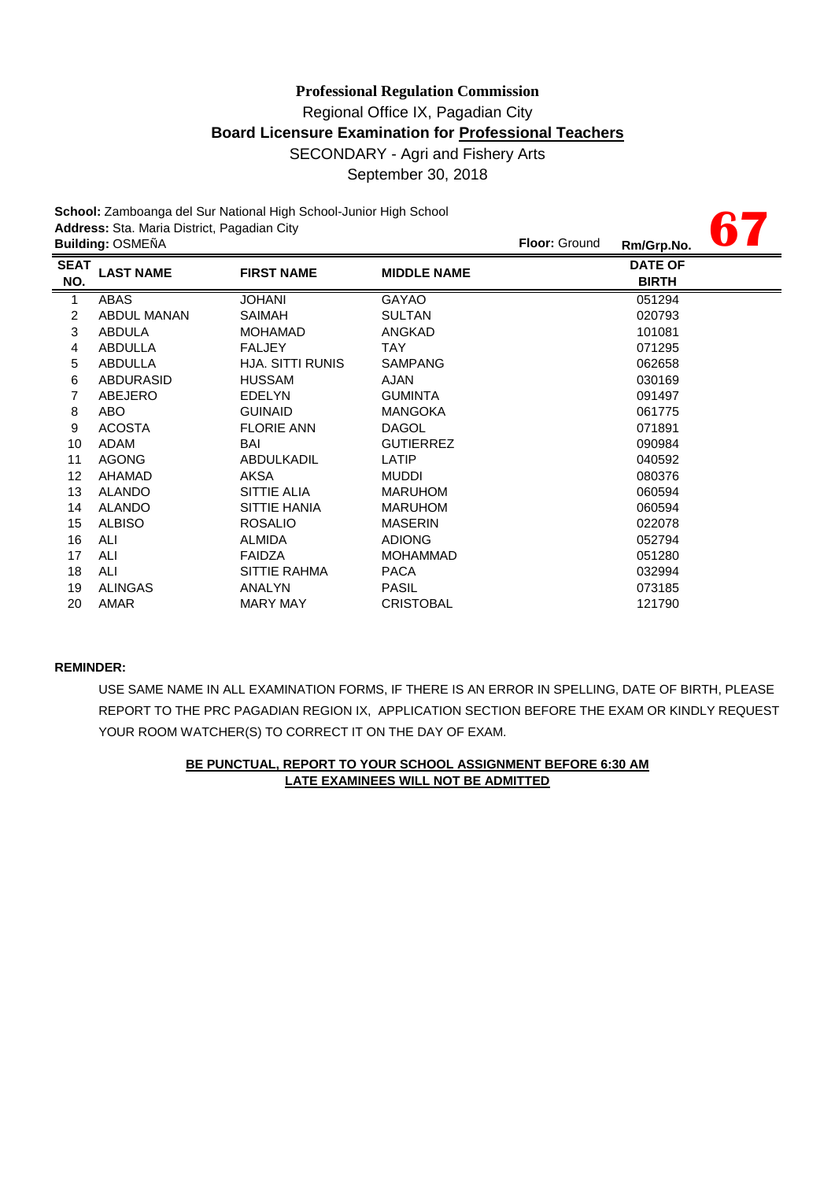**Professional Regulation Commission**

Regional Office IX, Pagadian City

**Board Licensure Examination for Professional Teachers**

SECONDARY - Agri and Fishery Arts

September 30, 2018

**School:** Zamboanga del Sur National High School-Junior High School

**Address:** Sta. Maria District, Pagadian City

**Building:** OSMEÑA **Floor:** Ground **Rm/Grp.No.** **67**

| SEAT NO. | LAST NAME | FIRST NAME | MIDDLE NAME | DATE OF BIRTH |
|---|---|---|---|---|
| 1 | ABAS | JOHANI | GAYAO | 051294 |
| 2 | ABDUL MANAN | SAIMAH | SULTAN | 020793 |
| 3 | ABDULA | MOHAMAD | ANGKAD | 101081 |
| 4 | ABDULLA | FALJEY | TAY | 071295 |
| 5 | ABDULLA | HJA. SITTI RUNIS | SAMPANG | 062658 |
| 6 | ABDURASID | HUSSAM | AJAN | 030169 |
| 7 | ABEJERO | EDELYN | GUMINTA | 091497 |
| 8 | ABO | GUINAID | MANGOKA | 061775 |
| 9 | ACOSTA | FLORIE ANN | DAGOL | 071891 |
| 10 | ADAM | BAI | GUTIERREZ | 090984 |
| 11 | AGONG | ABDULKADIL | LATIP | 040592 |
| 12 | AHAMAD | AKSA | MUDDI | 080376 |
| 13 | ALANDO | SITTIE ALIA | MARUHOM | 060594 |
| 14 | ALANDO | SITTIE HANIA | MARUHOM | 060594 |
| 15 | ALBISO | ROSALIO | MASERIN | 022078 |
| 16 | ALI | ALMIDA | ADIONG | 052794 |
| 17 | ALI | FAIDZA | MOHAMMAD | 051280 |
| 18 | ALI | SITTIE RAHMA | PACA | 032994 |
| 19 | ALINGAS | ANALYN | PASIL | 073185 |
| 20 | AMAR | MARY MAY | CRISTOBAL | 121790 |

**REMINDER:**

USE SAME NAME IN ALL EXAMINATION FORMS, IF THERE IS AN ERROR IN SPELLING, DATE OF BIRTH, PLEASE REPORT TO THE PRC PAGADIAN REGION IX, APPLICATION SECTION BEFORE THE EXAM OR KINDLY REQUEST YOUR ROOM WATCHER(S) TO CORRECT IT ON THE DAY OF EXAM.

**BE PUNCTUAL, REPORT TO YOUR SCHOOL ASSIGNMENT BEFORE 6:30 AM**

**LATE EXAMINEES WILL NOT BE ADMITTED**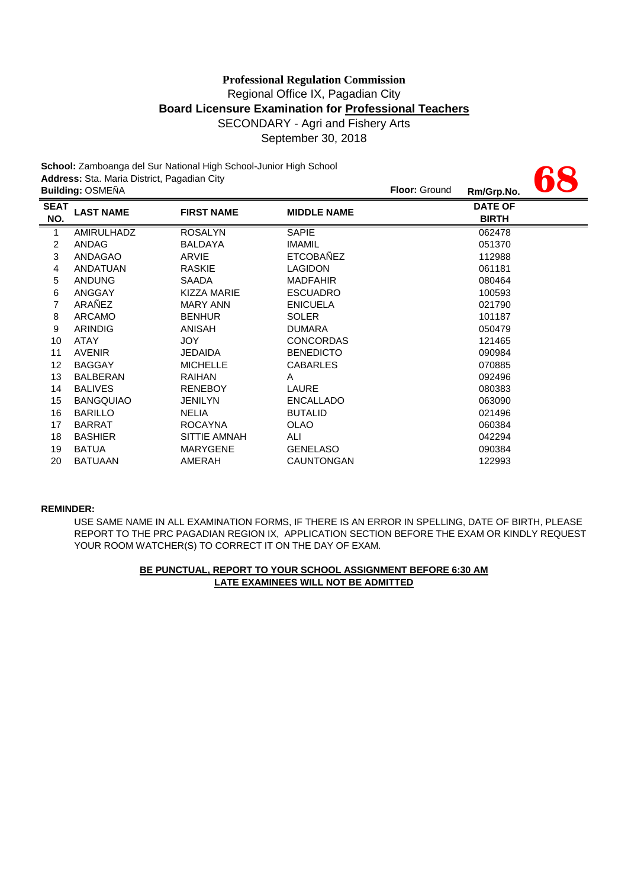**Professional Regulation Commission**

Regional Office IX, Pagadian City

**Board Licensure Examination for <u>Professional Teachers</u>**

SECONDARY - Agri and Fishery Arts

September 30, 2018

**School:** Zamboanga del Sur National High School-Junior High School
**Address:** Sta. Maria District, Pagadian City
**Building:** OSMEÑA
**Floor:** Ground
**Rm/Grp.No.** **68**

| SEAT NO. | LAST NAME | FIRST NAME | MIDDLE NAME | DATE OF BIRTH |
|---|---|---|---|---|
| 1 | AMIRULHADZ | ROSALYN | SAPIE | 062478 |
| 2 | ANDAG | BALDAYA | IMAMIL | 051370 |
| 3 | ANDAGAO | ARVIE | ETCOBAÑEZ | 112988 |
| 4 | ANDATUAN | RASKIE | LAGIDON | 061181 |
| 5 | ANDUNG | SAADA | MADFAHIR | 080464 |
| 6 | ANGGAY | KIZZA MARIE | ESCUADRO | 100593 |
| 7 | ARAÑEZ | MARY ANN | ENICUELA | 021790 |
| 8 | ARCAMO | BENHUR | SOLER | 101187 |
| 9 | ARINDIG | ANISAH | DUMARA | 050479 |
| 10 | ATAY | JOY | CONCORDAS | 121465 |
| 11 | AVENIR | JEDAIDA | BENEDICTO | 090984 |
| 12 | BAGGAY | MICHELLE | CABARLES | 070885 |
| 13 | BALBERAN | RAIHAN | A | 092496 |
| 14 | BALIVES | RENEBOY | LAURE | 080383 |
| 15 | BANGQUIAO | JENILYN | ENCALLADO | 063090 |
| 16 | BARILLO | NELIA | BUTALID | 021496 |
| 17 | BARRAT | ROCAYNA | OLAO | 060384 |
| 18 | BASHIER | SITTIE AMNAH | ALI | 042294 |
| 19 | BATUA | MARYGENE | GENELASO | 090384 |
| 20 | BATUAAN | AMERAH | CAUNTONGAN | 122993 |

**REMINDER:**

USE SAME NAME IN ALL EXAMINATION FORMS, IF THERE IS AN ERROR IN SPELLING, DATE OF BIRTH, PLEASE REPORT TO THE PRC PAGADIAN REGION IX, APPLICATION SECTION BEFORE THE EXAM OR KINDLY REQUEST YOUR ROOM WATCHER(S) TO CORRECT IT ON THE DAY OF EXAM.

**<u>BE PUNCTUAL, REPORT TO YOUR SCHOOL ASSIGNMENT BEFORE 6:30 AM</u>**

**<u>LATE EXAMINEES WILL NOT BE ADMITTED</u>**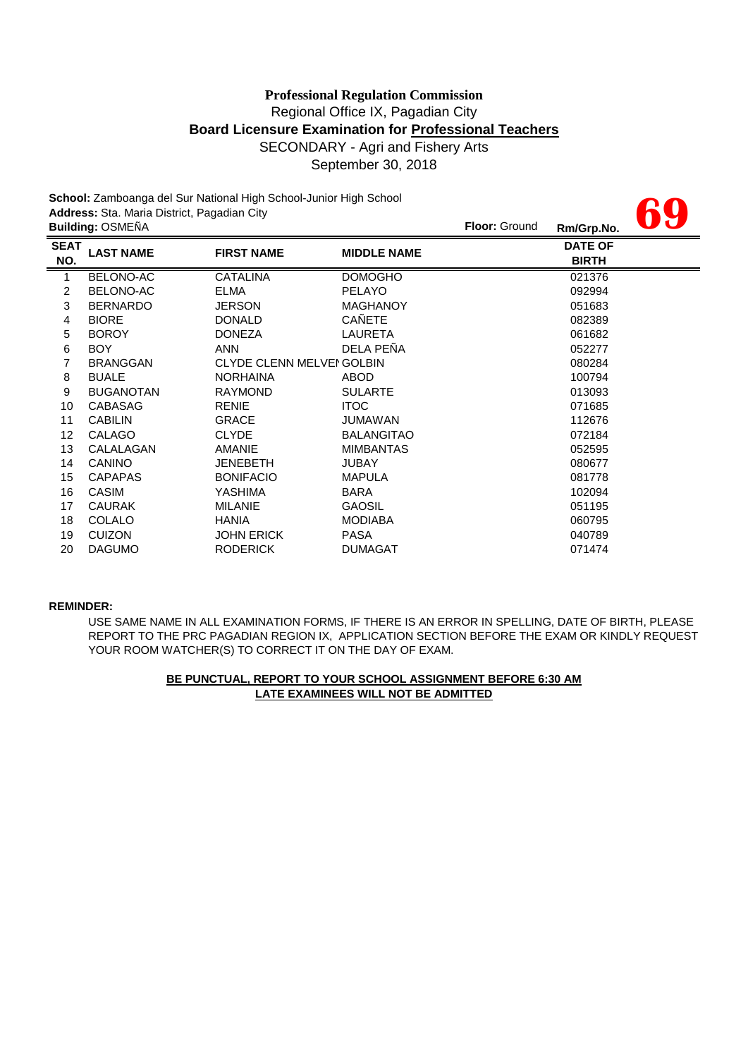**Professional Regulation Commission**

Regional Office IX, Pagadian City

**Board Licensure Examination for Professional Teachers**

SECONDARY - Agri and Fishery Arts

September 30, 2018

**School:** Zamboanga del Sur National High School-Junior High School

**Address:** Sta. Maria District, Pagadian City

**Building:** OSMEÑA **Floor:** Ground **Rm/Grp.No.** **69**

| SEAT NO. | LAST NAME | FIRST NAME | MIDDLE NAME | DATE OF BIRTH |
|---|---|---|---|---|
| 1 | BELONO-AC | CATALINA | DOMOGHO | 021376 |
| 2 | BELONO-AC | ELMA | PELAYO | 092994 |
| 3 | BERNARDO | JERSON | MAGHANOY | 051683 |
| 4 | BIORE | DONALD | CAÑETE | 082389 |
| 5 | BOROY | DONEZA | LAURETA | 061682 |
| 6 | BOY | ANN | DELA PEÑA | 052277 |
| 7 | BRANGGAN | CLYDE CLENN MELVEN | GOLBIN | 080284 |
| 8 | BUALE | NORHAINA | ABOD | 100794 |
| 9 | BUGANOTAN | RAYMOND | SULARTE | 013093 |
| 10 | CABASAG | RENIE | ITOC | 071685 |
| 11 | CABILIN | GRACE | JUMAWAN | 112676 |
| 12 | CALAGO | CLYDE | BALANGITAO | 072184 |
| 13 | CALALAGAN | AMANIE | MIMBANTAS | 052595 |
| 14 | CANINO | JENEBETH | JUBAY | 080677 |
| 15 | CAPAPAS | BONIFACIO | MAPULA | 081778 |
| 16 | CASIM | YASHIMA | BARA | 102094 |
| 17 | CAURAK | MILANIE | GAOSIL | 051195 |
| 18 | COLALO | HANIA | MODIABA | 060795 |
| 19 | CUIZON | JOHN ERICK | PASA | 040789 |
| 20 | DAGUMO | RODERICK | DUMAGAT | 071474 |

**REMINDER:**

USE SAME NAME IN ALL EXAMINATION FORMS, IF THERE IS AN ERROR IN SPELLING, DATE OF BIRTH, PLEASE REPORT TO THE PRC PAGADIAN REGION IX, APPLICATION SECTION BEFORE THE EXAM OR KINDLY REQUEST YOUR ROOM WATCHER(S) TO CORRECT IT ON THE DAY OF EXAM.

**BE PUNCTUAL, REPORT TO YOUR SCHOOL ASSIGNMENT BEFORE 6:30 AM**

**LATE EXAMINEES WILL NOT BE ADMITTED**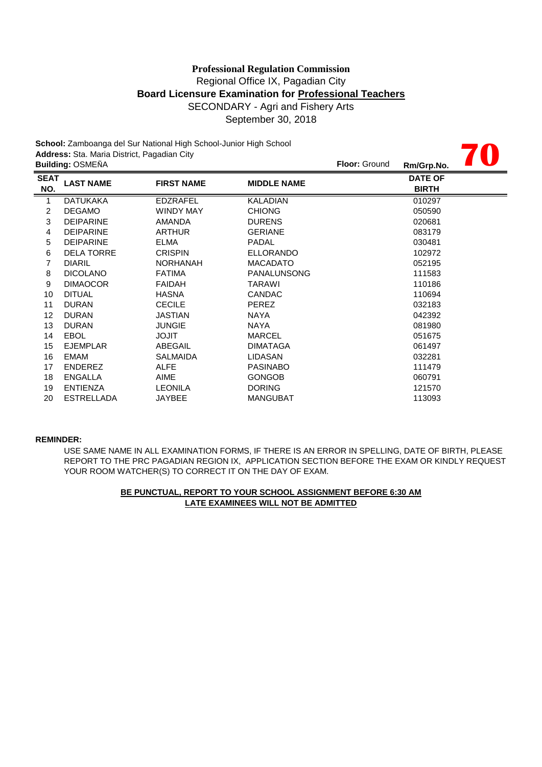**Professional Regulation Commission**
Regional Office IX, Pagadian City
**Board Licensure Examination for Professional Teachers**
SECONDARY - Agri and Fishery Arts
September 30, 2018

**School:** Zamboanga del Sur National High School-Junior High School
**Address:** Sta. Maria District, Pagadian City
**Building:** OSMEÑA **Floor:** Ground **Rm/Grp.No.** **70**

| SEAT NO. | LAST NAME | FIRST NAME | MIDDLE NAME | DATE OF BIRTH |
|---|---|---|---|---|
| 1 | DATUKAKA | EDZRAFEL | KALADIAN | 010297 |
| 2 | DEGAMO | WINDY MAY | CHIONG | 050590 |
| 3 | DEIPARINE | AMANDA | DURENS | 020681 |
| 4 | DEIPARINE | ARTHUR | GERIANE | 083179 |
| 5 | DEIPARINE | ELMA | PADAL | 030481 |
| 6 | DELA TORRE | CRISPIN | ELLORANDO | 102972 |
| 7 | DIARIL | NORHANAH | MACADATO | 052195 |
| 8 | DICOLANO | FATIMA | PANALUNSONG | 111583 |
| 9 | DIMAOCOR | FAIDAH | TARAWI | 110186 |
| 10 | DITUAL | HASNA | CANDAC | 110694 |
| 11 | DURAN | CECILE | PEREZ | 032183 |
| 12 | DURAN | JASTIAN | NAYA | 042392 |
| 13 | DURAN | JUNGIE | NAYA | 081980 |
| 14 | EBOL | JOJIT | MARCEL | 051675 |
| 15 | EJEMPLAR | ABEGAIL | DIMATAGA | 061497 |
| 16 | EMAM | SALMAIDA | LIDASAN | 032281 |
| 17 | ENDEREZ | ALFE | PASINABO | 111479 |
| 18 | ENGALLA | AIME | GONGOB | 060791 |
| 19 | ENTIENZA | LEONILA | DORING | 121570 |
| 20 | ESTRELLADA | JAYBEE | MANGUBAT | 113093 |

**REMINDER:**

USE SAME NAME IN ALL EXAMINATION FORMS, IF THERE IS AN ERROR IN SPELLING, DATE OF BIRTH, PLEASE REPORT TO THE PRC PAGADIAN REGION IX, APPLICATION SECTION BEFORE THE EXAM OR KINDLY REQUEST YOUR ROOM WATCHER(S) TO CORRECT IT ON THE DAY OF EXAM.

**BE PUNCTUAL, REPORT TO YOUR SCHOOL ASSIGNMENT BEFORE 6:30 AM**
**LATE EXAMINEES WILL NOT BE ADMITTED**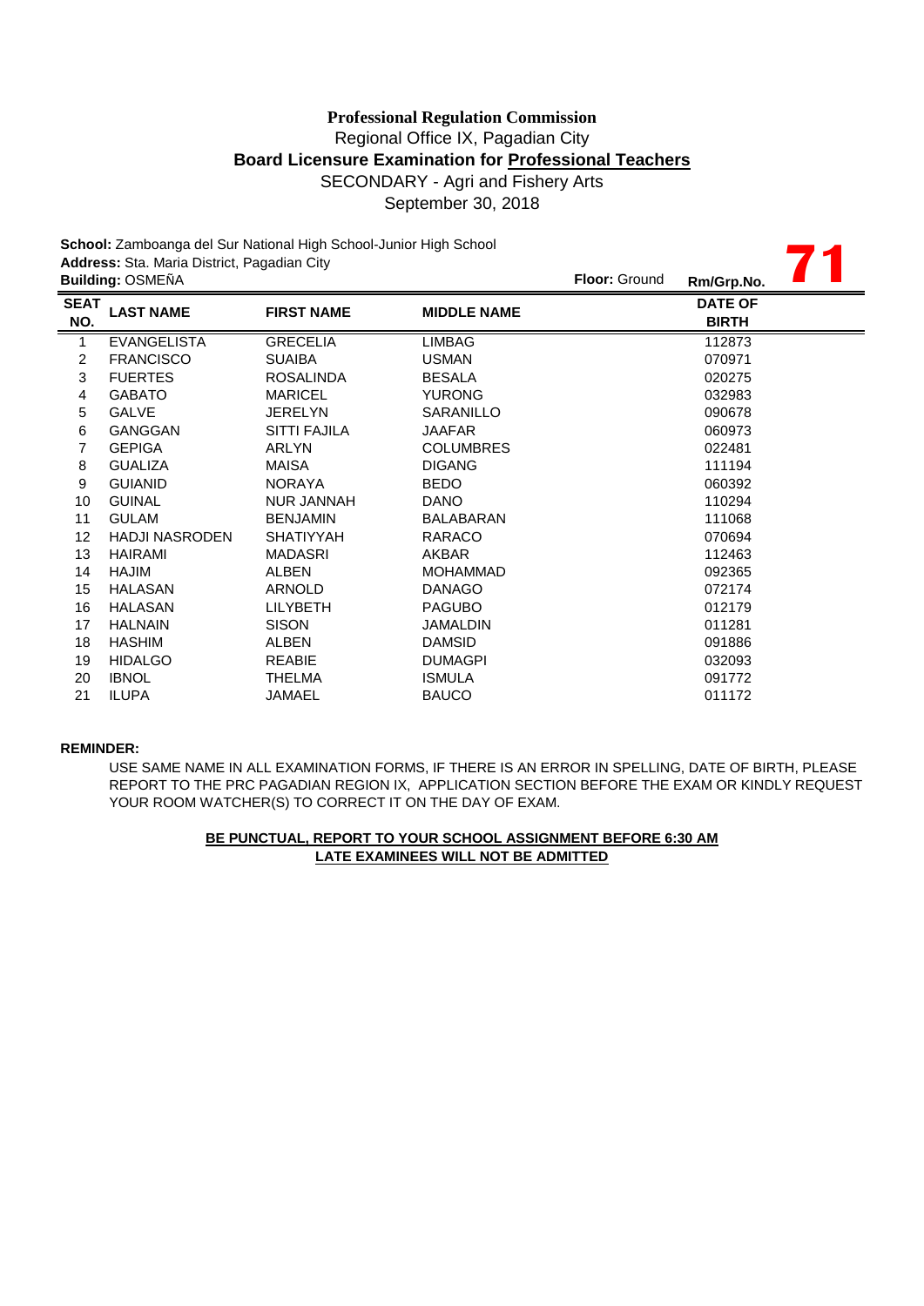**Professional Regulation Commission**

Regional Office IX, Pagadian City

**Board Licensure Examination for Professional Teachers**

SECONDARY - Agri and Fishery Arts

September 30, 2018

**School:** Zamboanga del Sur National High School-Junior High School

**Address:** Sta. Maria District, Pagadian City

**Building:** OSMEÑA **Floor:** Ground **Rm/Grp.No.** **71**

| SEAT NO. | LAST NAME | FIRST NAME | MIDDLE NAME | DATE OF BIRTH |
|---|---|---|---|---|
| 1 | EVANGELISTA | GRECELIA | LIMBAG | 112873 |
| 2 | FRANCISCO | SUAIBA | USMAN | 070971 |
| 3 | FUERTES | ROSALINDA | BESALA | 020275 |
| 4 | GABATO | MARICEL | YURONG | 032983 |
| 5 | GALVE | JERELYN | SARANILLO | 090678 |
| 6 | GANGGAN | SITTI FAJILA | JAAFAR | 060973 |
| 7 | GEPIGA | ARLYN | COLUMBRES | 022481 |
| 8 | GUALIZA | MAISA | DIGANG | 111194 |
| 9 | GUIANID | NORAYA | BEDO | 060392 |
| 10 | GUINAL | NUR JANNAH | DANO | 110294 |
| 11 | GULAM | BENJAMIN | BALABARAN | 111068 |
| 12 | HADJI NASRODEN | SHATIYYAH | RARACO | 070694 |
| 13 | HAIRAMI | MADASRI | AKBAR | 112463 |
| 14 | HAJIM | ALBEN | MOHAMMAD | 092365 |
| 15 | HALASAN | ARNOLD | DANAGO | 072174 |
| 16 | HALASAN | LILYBETH | PAGUBO | 012179 |
| 17 | HALNAIN | SISON | JAMALDIN | 011281 |
| 18 | HASHIM | ALBEN | DAMSID | 091886 |
| 19 | HIDALGO | REABIE | DUMAGPI | 032093 |
| 20 | IBNOL | THELMA | ISMULA | 091772 |
| 21 | ILUPA | JAMAEL | BAUCO | 011172 |

**REMINDER:**

USE SAME NAME IN ALL EXAMINATION FORMS, IF THERE IS AN ERROR IN SPELLING, DATE OF BIRTH, PLEASE REPORT TO THE PRC PAGADIAN REGION IX, APPLICATION SECTION BEFORE THE EXAM OR KINDLY REQUEST YOUR ROOM WATCHER(S) TO CORRECT IT ON THE DAY OF EXAM.

**BE PUNCTUAL, REPORT TO YOUR SCHOOL ASSIGNMENT BEFORE 6:30 AM**

**LATE EXAMINEES WILL NOT BE ADMITTED**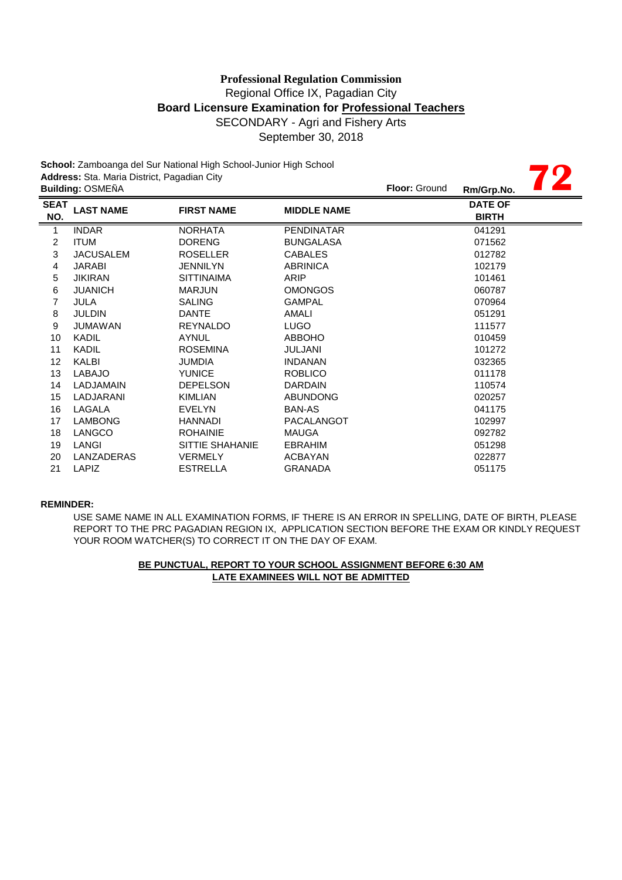**Professional Regulation Commission**
Regional Office IX, Pagadian City
**Board Licensure Examination for Professional Teachers**
SECONDARY - Agri and Fishery Arts
September 30, 2018

**School:** Zamboanga del Sur National High School-Junior High School
**Address:** Sta. Maria District, Pagadian City
**Building:** OSMEÑA **Floor:** Ground **Rm/Grp.No.** **72**

| SEAT NO. | LAST NAME | FIRST NAME | MIDDLE NAME | DATE OF BIRTH |
|---|---|---|---|---|
| 1 | INDAR | NORHATA | PENDINATAR | 041291 |
| 2 | ITUM | DORENG | BUNGALASA | 071562 |
| 3 | JACUSALEM | ROSELLER | CABALES | 012782 |
| 4 | JARABI | JENNILYN | ABRINICA | 102179 |
| 5 | JIKIRAN | SITTINAIMA | ARIP | 101461 |
| 6 | JUANICH | MARJUN | OMONGOS | 060787 |
| 7 | JULA | SALING | GAMPAL | 070964 |
| 8 | JULDIN | DANTE | AMALI | 051291 |
| 9 | JUMAWAN | REYNALDO | LUGO | 111577 |
| 10 | KADIL | AYNUL | ABBOHO | 010459 |
| 11 | KADIL | ROSEMINA | JULJANI | 101272 |
| 12 | KALBI | JUMDIA | INDANAN | 032365 |
| 13 | LABAJO | YUNICE | ROBLICO | 011178 |
| 14 | LADJAMAIN | DEPELSON | DARDAIN | 110574 |
| 15 | LADJARANI | KIMLIAN | ABUNDONG | 020257 |
| 16 | LAGALA | EVELYN | BAN-AS | 041175 |
| 17 | LAMBONG | HANNADI | PACALANGOT | 102997 |
| 18 | LANGCO | ROHAINIE | MAUGA | 092782 |
| 19 | LANGI | SITTIE SHAHANIE | EBRAHIM | 051298 |
| 20 | LANZADERAS | VERMELY | ACBAYAN | 022877 |
| 21 | LAPIZ | ESTRELLA | GRANADA | 051175 |

**REMINDER:**

USE SAME NAME IN ALL EXAMINATION FORMS, IF THERE IS AN ERROR IN SPELLING, DATE OF BIRTH, PLEASE REPORT TO THE PRC PAGADIAN REGION IX, APPLICATION SECTION BEFORE THE EXAM OR KINDLY REQUEST YOUR ROOM WATCHER(S) TO CORRECT IT ON THE DAY OF EXAM.

**BE PUNCTUAL, REPORT TO YOUR SCHOOL ASSIGNMENT BEFORE 6:30 AM**
**LATE EXAMINEES WILL NOT BE ADMITTED**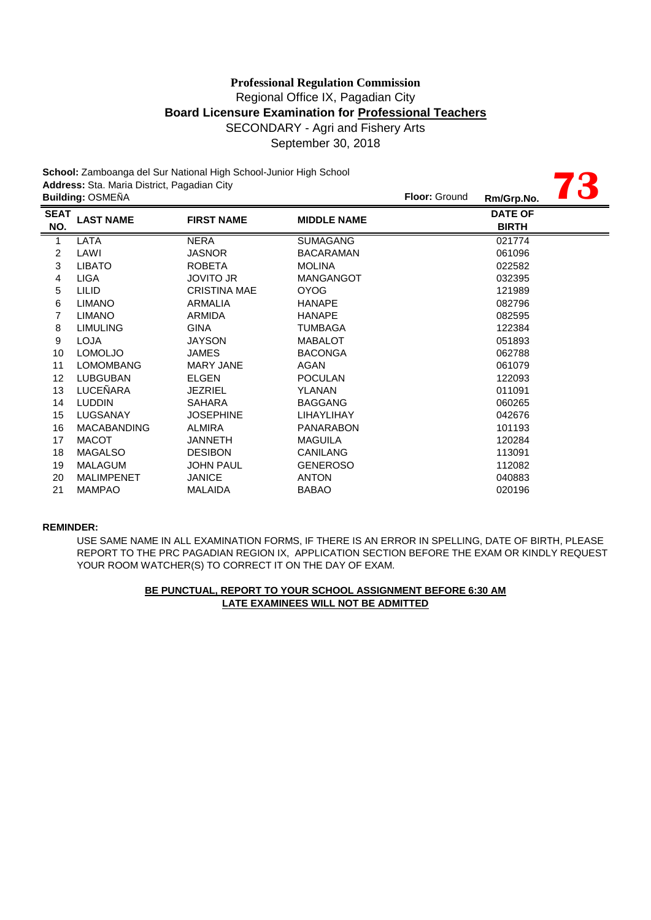**Professional Regulation Commission**
Regional Office IX, Pagadian City
**Board Licensure Examination for Professional Teachers**
SECONDARY - Agri and Fishery Arts
September 30, 2018

**School:** Zamboanga del Sur National High School-Junior High School
**Address:** Sta. Maria District, Pagadian City
**Building:** OSMEÑA
**Floor:** Ground
**Rm/Grp.No.** **73**

| SEAT NO. | LAST NAME | FIRST NAME | MIDDLE NAME | DATE OF BIRTH |
|---|---|---|---|---|
| 1 | LATA | NERA | SUMAGANG | 021774 |
| 2 | LAWI | JASNOR | BACARAMAN | 061096 |
| 3 | LIBATO | ROBETA | MOLINA | 022582 |
| 4 | LIGA | JOVITO JR | MANGANGOT | 032395 |
| 5 | LILID | CRISTINA MAE | OYOG | 121989 |
| 6 | LIMANO | ARMALIA | HANAPE | 082796 |
| 7 | LIMANO | ARMIDA | HANAPE | 082595 |
| 8 | LIMULING | GINA | TUMBAGA | 122384 |
| 9 | LOJA | JAYSON | MABALOT | 051893 |
| 10 | LOMOLJO | JAMES | BACONGA | 062788 |
| 11 | LOMOMBANG | MARY JANE | AGAN | 061079 |
| 12 | LUBGUBAN | ELGEN | POCULAN | 122093 |
| 13 | LUCEÑARA | JEZRIEL | YLANAN | 011091 |
| 14 | LUDDIN | SAHARA | BAGGANG | 060265 |
| 15 | LUGSANAY | JOSEPHINE | LIHAYLIHAY | 042676 |
| 16 | MACABANDING | ALMIRA | PANARABON | 101193 |
| 17 | MACOT | JANNETH | MAGUILA | 120284 |
| 18 | MAGALSO | DESIBON | CANILANG | 113091 |
| 19 | MALAGUM | JOHN PAUL | GENEROSO | 112082 |
| 20 | MALIMPENET | JANICE | ANTON | 040883 |
| 21 | MAMPAO | MALAIDA | BABAO | 020196 |

**REMINDER:**

USE SAME NAME IN ALL EXAMINATION FORMS, IF THERE IS AN ERROR IN SPELLING, DATE OF BIRTH, PLEASE REPORT TO THE PRC PAGADIAN REGION IX, APPLICATION SECTION BEFORE THE EXAM OR KINDLY REQUEST YOUR ROOM WATCHER(S) TO CORRECT IT ON THE DAY OF EXAM.

**BE PUNCTUAL, REPORT TO YOUR SCHOOL ASSIGNMENT BEFORE 6:30 AM**
**LATE EXAMINEES WILL NOT BE ADMITTED**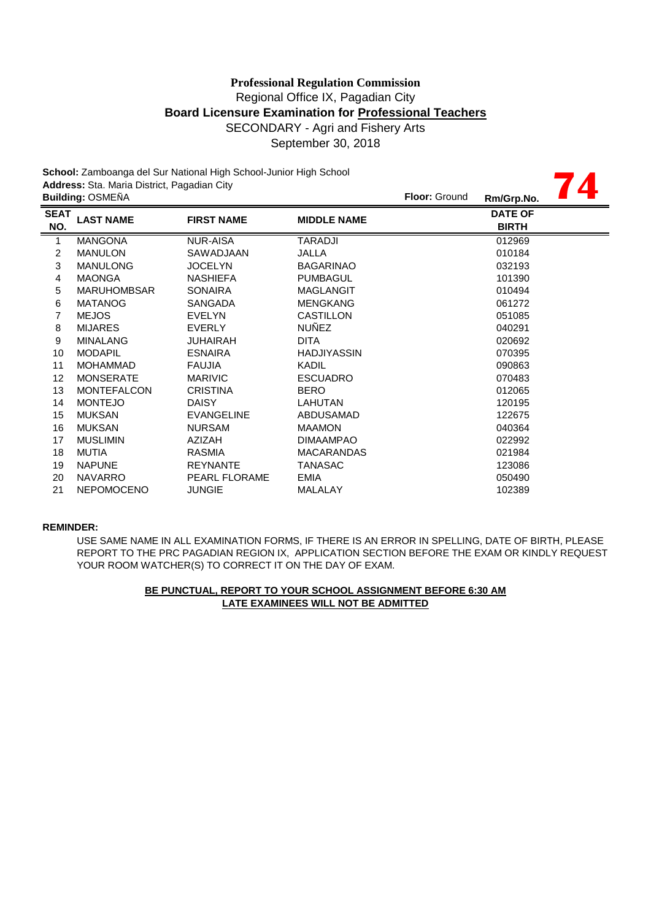**Professional Regulation Commission**
Regional Office IX, Pagadian City
**Board Licensure Examination for Professional Teachers**
SECONDARY - Agri and Fishery Arts
September 30, 2018

**School:** Zamboanga del Sur National High School-Junior High School
**Address:** Sta. Maria District, Pagadian City
**Building:** OSMEÑA **Floor:** Ground **Rm/Grp.No.** **74**

| SEAT NO. | LAST NAME | FIRST NAME | MIDDLE NAME | DATE OF BIRTH |
|---|---|---|---|---|
| 1 | MANGONA | NUR-AISA | TARADJI | 012969 |
| 2 | MANULON | SAWADJAAN | JALLA | 010184 |
| 3 | MANULONG | JOCELYN | BAGARINAO | 032193 |
| 4 | MAONGA | NASHIEFA | PUMBAGUL | 101390 |
| 5 | MARUHOMBSAR | SONAIRA | MAGLANGIT | 010494 |
| 6 | MATANOG | SANGADA | MENGKANG | 061272 |
| 7 | MEJOS | EVELYN | CASTILLON | 051085 |
| 8 | MIJARES | EVERLY | NUÑEZ | 040291 |
| 9 | MINALANG | JUHAIRAH | DITA | 020692 |
| 10 | MODAPIL | ESNAIRA | HADJIYASSIN | 070395 |
| 11 | MOHAMMAD | FAUJIA | KADIL | 090863 |
| 12 | MONSERATE | MARIVIC | ESCUADRO | 070483 |
| 13 | MONTEFALCON | CRISTINA | BERO | 012065 |
| 14 | MONTEJO | DAISY | LAHUTAN | 120195 |
| 15 | MUKSAN | EVANGELINE | ABDUSAMAD | 122675 |
| 16 | MUKSAN | NURSAM | MAAMON | 040364 |
| 17 | MUSLIMIN | AZIZAH | DIMAAMPAO | 022992 |
| 18 | MUTIA | RASMIA | MACARANDAS | 021984 |
| 19 | NAPUNE | REYNANTE | TANASAC | 123086 |
| 20 | NAVARRO | PEARL FLORAME | EMIA | 050490 |
| 21 | NEPOMOCENO | JUNGIE | MALALAY | 102389 |

**REMINDER:**

USE SAME NAME IN ALL EXAMINATION FORMS, IF THERE IS AN ERROR IN SPELLING, DATE OF BIRTH, PLEASE REPORT TO THE PRC PAGADIAN REGION IX, APPLICATION SECTION BEFORE THE EXAM OR KINDLY REQUEST YOUR ROOM WATCHER(S) TO CORRECT IT ON THE DAY OF EXAM.

**BE PUNCTUAL, REPORT TO YOUR SCHOOL ASSIGNMENT BEFORE 6:30 AM**
**LATE EXAMINEES WILL NOT BE ADMITTED**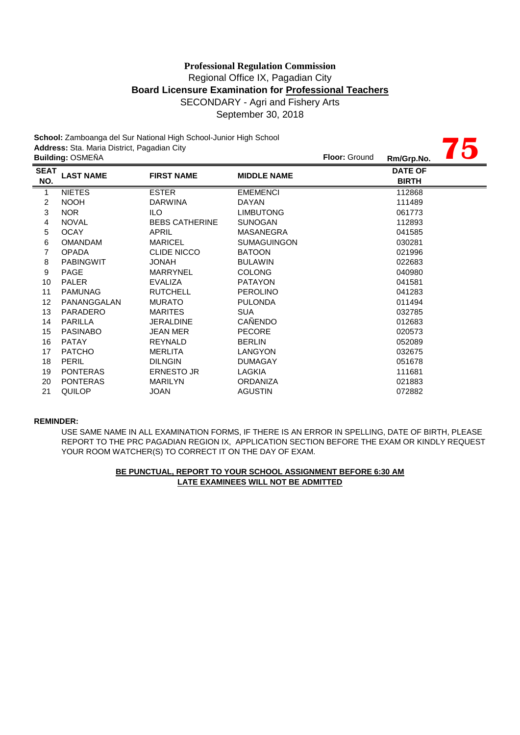**Professional Regulation Commission**
Regional Office IX, Pagadian City
**Board Licensure Examination for Professional Teachers**
SECONDARY - Agri and Fishery Arts
September 30, 2018

**School:** Zamboanga del Sur National High School-Junior High School
**Address:** Sta. Maria District, Pagadian City
**Building:** OSMEÑA **Floor:** Ground **Rm/Grp.No.** **75**

| SEAT NO. | LAST NAME | FIRST NAME | MIDDLE NAME | DATE OF BIRTH |
|---|---|---|---|---|
| 1 | NIETES | ESTER | EMEMENCI | 112868 |
| 2 | NOOH | DARWINA | DAYAN | 111489 |
| 3 | NOR | ILO | LIMBUTONG | 061773 |
| 4 | NOVAL | BEBS CATHERINE | SUNOGAN | 112893 |
| 5 | OCAY | APRIL | MASANEGRA | 041585 |
| 6 | OMANDAM | MARICEL | SUMAGUINGON | 030281 |
| 7 | OPADA | CLIDE NICCO | BATOON | 021996 |
| 8 | PABINGWIT | JONAH | BULAWIN | 022683 |
| 9 | PAGE | MARRYNEL | COLONG | 040980 |
| 10 | PALER | EVALIZA | PATAYON | 041581 |
| 11 | PAMUNAG | RUTCHELL | PEROLINO | 041283 |
| 12 | PANANGGALAN | MURATO | PULONDA | 011494 |
| 13 | PARADERO | MARITES | SUA | 032785 |
| 14 | PARILLA | JERALDINE | CAÑENDO | 012683 |
| 15 | PASINABO | JEAN MER | PECORE | 020573 |
| 16 | PATAY | REYNALD | BERLIN | 052089 |
| 17 | PATCHO | MERLITA | LANGYON | 032675 |
| 18 | PERIL | DILNGIN | DUMAGAY | 051678 |
| 19 | PONTERAS | ERNESTO JR | LAGKIA | 111681 |
| 20 | PONTERAS | MARILYN | ORDANIZA | 021883 |
| 21 | QUILOP | JOAN | AGUSTIN | 072882 |

**REMINDER:**

USE SAME NAME IN ALL EXAMINATION FORMS, IF THERE IS AN ERROR IN SPELLING, DATE OF BIRTH, PLEASE REPORT TO THE PRC PAGADIAN REGION IX, APPLICATION SECTION BEFORE THE EXAM OR KINDLY REQUEST YOUR ROOM WATCHER(S) TO CORRECT IT ON THE DAY OF EXAM.

**BE PUNCTUAL, REPORT TO YOUR SCHOOL ASSIGNMENT BEFORE 6:30 AM**
**LATE EXAMINEES WILL NOT BE ADMITTED**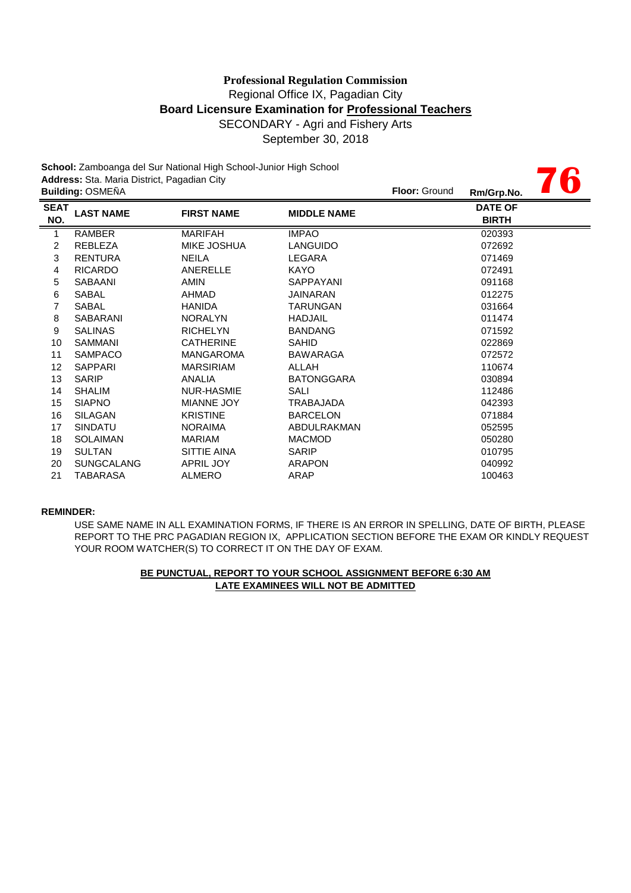**Professional Regulation Commission**
Regional Office IX, Pagadian City
**Board Licensure Examination for Professional Teachers**
SECONDARY - Agri and Fishery Arts
September 30, 2018

**School:** Zamboanga del Sur National High School-Junior High School
**Address:** Sta. Maria District, Pagadian City
**Building:** OSMEÑA **Floor:** Ground **Rm/Grp.No.** **76**

| SEAT NO. | LAST NAME | FIRST NAME | MIDDLE NAME | DATE OF BIRTH |
|---|---|---|---|---|
| 1 | RAMBER | MARIFAH | IMPAO | 020393 |
| 2 | REBLEZA | MIKE JOSHUA | LANGUIDO | 072692 |
| 3 | RENTURA | NEILA | LEGARA | 071469 |
| 4 | RICARDO | ANERELLE | KAYO | 072491 |
| 5 | SABAANI | AMIN | SAPPAYANI | 091168 |
| 6 | SABAL | AHMAD | JAINARAN | 012275 |
| 7 | SABAL | HANIDA | TARUNGAN | 031664 |
| 8 | SABARANI | NORALYN | HADJAIL | 011474 |
| 9 | SALINAS | RICHELYN | BANDANG | 071592 |
| 10 | SAMMANI | CATHERINE | SAHID | 022869 |
| 11 | SAMPACO | MANGAROMA | BAWARAGA | 072572 |
| 12 | SAPPARI | MARSIRIAM | ALLAH | 110674 |
| 13 | SARIP | ANALIA | BATONGGARA | 030894 |
| 14 | SHALIM | NUR-HASMIE | SALI | 112486 |
| 15 | SIAPNO | MIANNE JOY | TRABAJADA | 042393 |
| 16 | SILAGAN | KRISTINE | BARCELON | 071884 |
| 17 | SINDATU | NORAIMA | ABDULRAKMAN | 052595 |
| 18 | SOLAIMAN | MARIAM | MACMOD | 050280 |
| 19 | SULTAN | SITTIE AINA | SARIP | 010795 |
| 20 | SUNGCALANG | APRIL JOY | ARAPON | 040992 |
| 21 | TABARASA | ALMERO | ARAP | 100463 |

**REMINDER:**

USE SAME NAME IN ALL EXAMINATION FORMS, IF THERE IS AN ERROR IN SPELLING, DATE OF BIRTH, PLEASE REPORT TO THE PRC PAGADIAN REGION IX, APPLICATION SECTION BEFORE THE EXAM OR KINDLY REQUEST YOUR ROOM WATCHER(S) TO CORRECT IT ON THE DAY OF EXAM.

**BE PUNCTUAL, REPORT TO YOUR SCHOOL ASSIGNMENT BEFORE 6:30 AM**
**LATE EXAMINEES WILL NOT BE ADMITTED**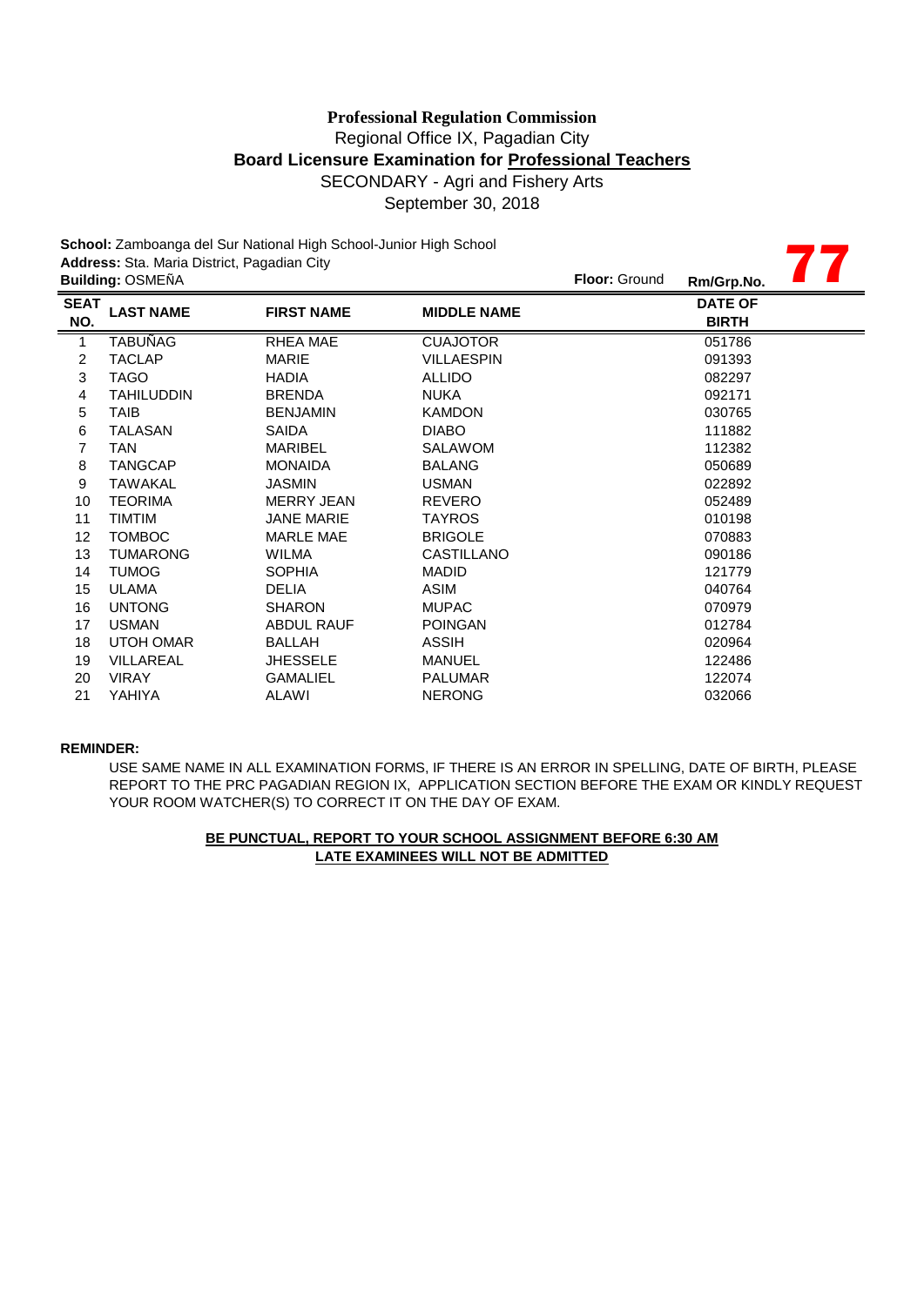**Professional Regulation Commission**
Regional Office IX, Pagadian City
**Board Licensure Examination for Professional Teachers**
SECONDARY - Agri and Fishery Arts
September 30, 2018

**School:** Zamboanga del Sur National High School-Junior High School
**Address:** Sta. Maria District, Pagadian City
**Building:** OSMEÑA **Floor:** Ground **Rm/Grp.No.** **77**

| SEAT NO. | LAST NAME | FIRST NAME | MIDDLE NAME | DATE OF BIRTH |
|---|---|---|---|---|
| 1 | TABUÑAG | RHEA MAE | CUAJOTOR | 051786 |
| 2 | TACLAP | MARIE | VILLAESPIN | 091393 |
| 3 | TAGO | HADIA | ALLIDO | 082297 |
| 4 | TAHILUDDIN | BRENDA | NUKA | 092171 |
| 5 | TAIB | BENJAMIN | KAMDON | 030765 |
| 6 | TALASAN | SAIDA | DIABO | 111882 |
| 7 | TAN | MARIBEL | SALAWOM | 112382 |
| 8 | TANGCAP | MONAIDA | BALANG | 050689 |
| 9 | TAWAKAL | JASMIN | USMAN | 022892 |
| 10 | TEORIMA | MERRY JEAN | REVERO | 052489 |
| 11 | TIMTIM | JANE MARIE | TAYROS | 010198 |
| 12 | TOMBOC | MARLE MAE | BRIGOLE | 070883 |
| 13 | TUMARONG | WILMA | CASTILLANO | 090186 |
| 14 | TUMOG | SOPHIA | MADID | 121779 |
| 15 | ULAMA | DELIA | ASIM | 040764 |
| 16 | UNTONG | SHARON | MUPAC | 070979 |
| 17 | USMAN | ABDUL RAUF | POINGAN | 012784 |
| 18 | UTOH OMAR | BALLAH | ASSIH | 020964 |
| 19 | VILLAREAL | JHESSELE | MANUEL | 122486 |
| 20 | VIRAY | GAMALIEL | PALUMAR | 122074 |
| 21 | YAHIYA | ALAWI | NERONG | 032066 |

**REMINDER:**

USE SAME NAME IN ALL EXAMINATION FORMS, IF THERE IS AN ERROR IN SPELLING, DATE OF BIRTH, PLEASE REPORT TO THE PRC PAGADIAN REGION IX, APPLICATION SECTION BEFORE THE EXAM OR KINDLY REQUEST YOUR ROOM WATCHER(S) TO CORRECT IT ON THE DAY OF EXAM.

**BE PUNCTUAL, REPORT TO YOUR SCHOOL ASSIGNMENT BEFORE 6:30 AM**
**LATE EXAMINEES WILL NOT BE ADMITTED**